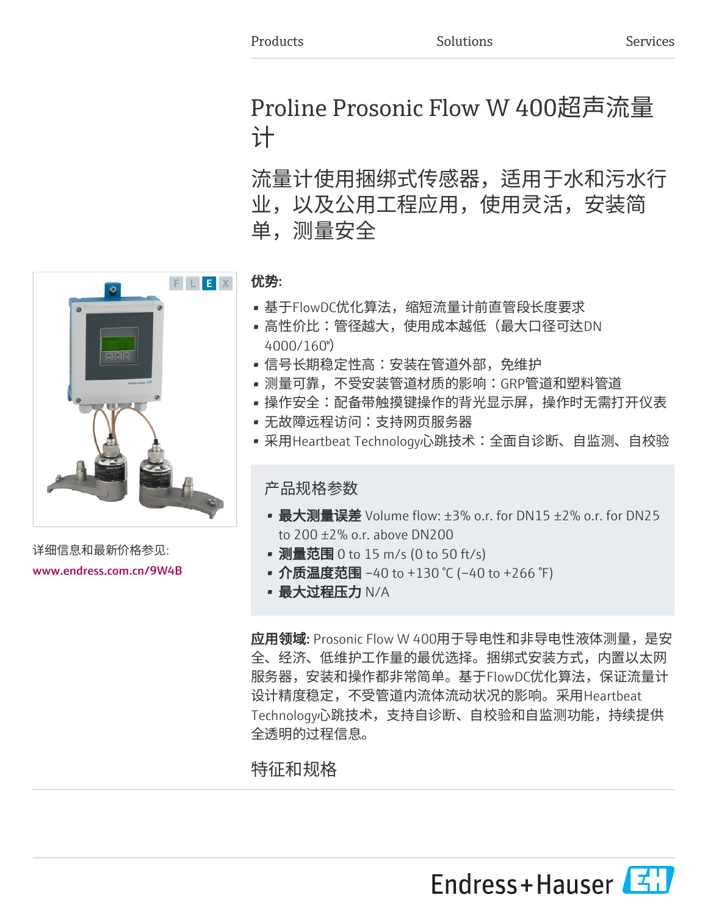Products Solutions Services

# Proline Prosonic Flow W 400超声流量计

## 流量计使用捆绑式传感器，适用于水和污水行业，以及公用工程应用，使用灵活，安装简单，测量安全

F L E X

详细信息和最新价格参见:
www.endress.com.cn/9W4B

**优势:**

- 基于FlowDC优化算法，缩短流量计前直管段长度要求
- 高性价比：管径越大，使用成本越低（最大口径可达DN 4000/160"）
- 信号长期稳定性高：安装在管道外部，免维护
- 测量可靠，不受安装管道材质的影响：GRP管道和塑料管道
- 操作安全：配备带触摸键操作的背光显示屏，操作时无需打开仪表
- 无故障远程访问：支持网页服务器
- 采用Heartbeat Technology心跳技术：全面自诊断、自监测、自校验

### 产品规格参数

- **最大测量误差** Volume flow: ±3% o.r. for DN15 ±2% o.r. for DN25 to 200 ±2% o.r. above DN200
- **测量范围** 0 to 15 m/s (0 to 50 ft/s)
- **介质温度范围** −40 to +130 °C (−40 to +266 °F)
- **最大过程压力** N/A

**应用领域:** Prosonic Flow W 400用于导电性和非导电性液体测量，是安全、经济、低维护工作量的最优选择。捆绑式安装方式，内置以太网服务器，安装和操作都非常简单。基于FlowDC优化算法，保证流量计设计精度稳定，不受管道内流体流动状况的影响。采用Heartbeat Technology心跳技术，支持自诊断、自校验和自监测功能，持续提供全透明的过程信息。

## 特征和规格

Endress+Hauser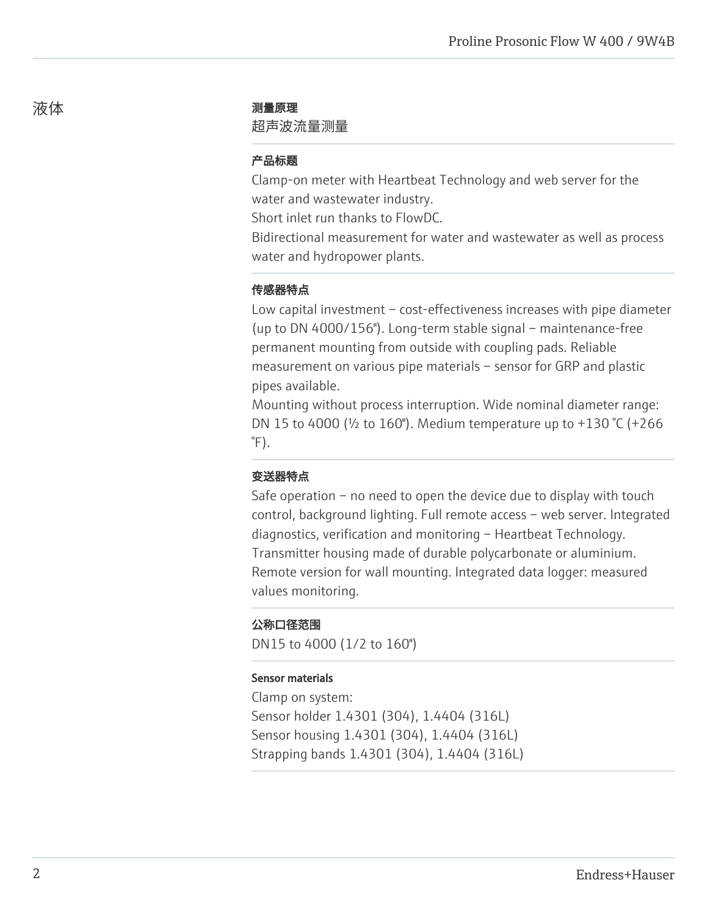## 液体

### 测量原理

超声波流量测量

### 产品标题

Clamp-on meter with Heartbeat Technology and web server for the water and wastewater industry.
Short inlet run thanks to FlowDC.
Bidirectional measurement for water and wastewater as well as process water and hydropower plants.

### 传感器特点

Low capital investment – cost-effectiveness increases with pipe diameter (up to DN 4000/156"). Long-term stable signal – maintenance-free permanent mounting from outside with coupling pads. Reliable measurement on various pipe materials – sensor for GRP and plastic pipes available.
Mounting without process interruption. Wide nominal diameter range: DN 15 to 4000 (½ to 160"). Medium temperature up to +130 °C (+266 °F).

### 变送器特点

Safe operation – no need to open the device due to display with touch control, background lighting. Full remote access – web server. Integrated diagnostics, verification and monitoring – Heartbeat Technology. Transmitter housing made of durable polycarbonate or aluminium. Remote version for wall mounting. Integrated data logger: measured values monitoring.

### 公称口径范围

DN15 to 4000 (1/2 to 160")

### Sensor materials

Clamp on system:
Sensor holder 1.4301 (304), 1.4404 (316L)
Sensor housing 1.4301 (304), 1.4404 (316L)
Strapping bands 1.4301 (304), 1.4404 (316L)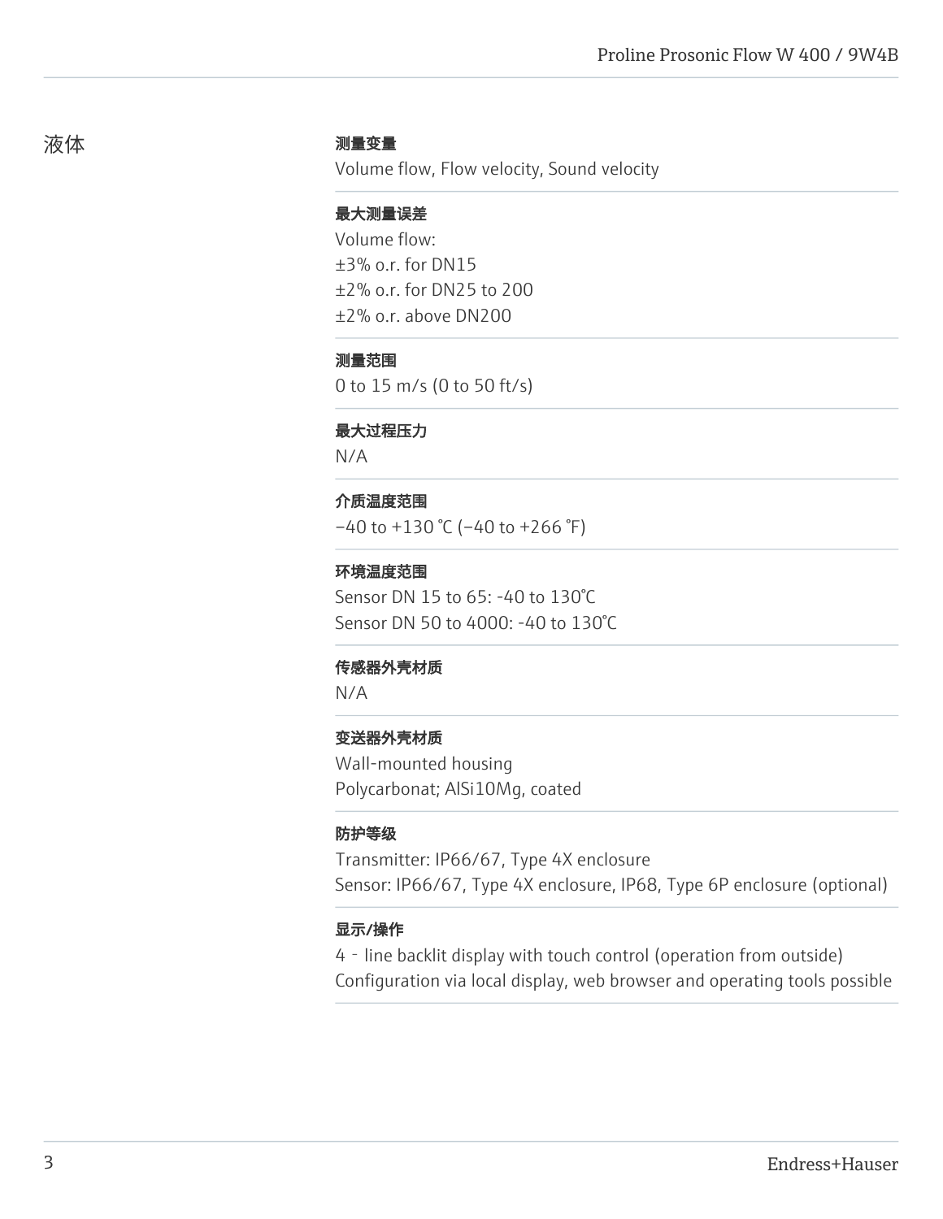## 液体

### 测量变量

Volume flow, Flow velocity, Sound velocity

### 最大测量误差

Volume flow:
±3% o.r. for DN15
±2% o.r. for DN25 to 200
±2% o.r. above DN200

### 测量范围

0 to 15 m/s (0 to 50 ft/s)

### 最大过程压力

N/A

### 介质温度范围

−40 to +130 °C (−40 to +266 °F)

### 环境温度范围

Sensor DN 15 to 65: -40 to 130°C
Sensor DN 50 to 4000: -40 to 130°C

### 传感器外壳材质

N/A

### 变送器外壳材质

Wall-mounted housing
Polycarbonat; AlSi10Mg, coated

### 防护等级

Transmitter: IP66/67, Type 4X enclosure
Sensor: IP66/67, Type 4X enclosure, IP68, Type 6P enclosure (optional)

### 显示/操作

4 - line backlit display with touch control (operation from outside)
Configuration via local display, web browser and operating tools possible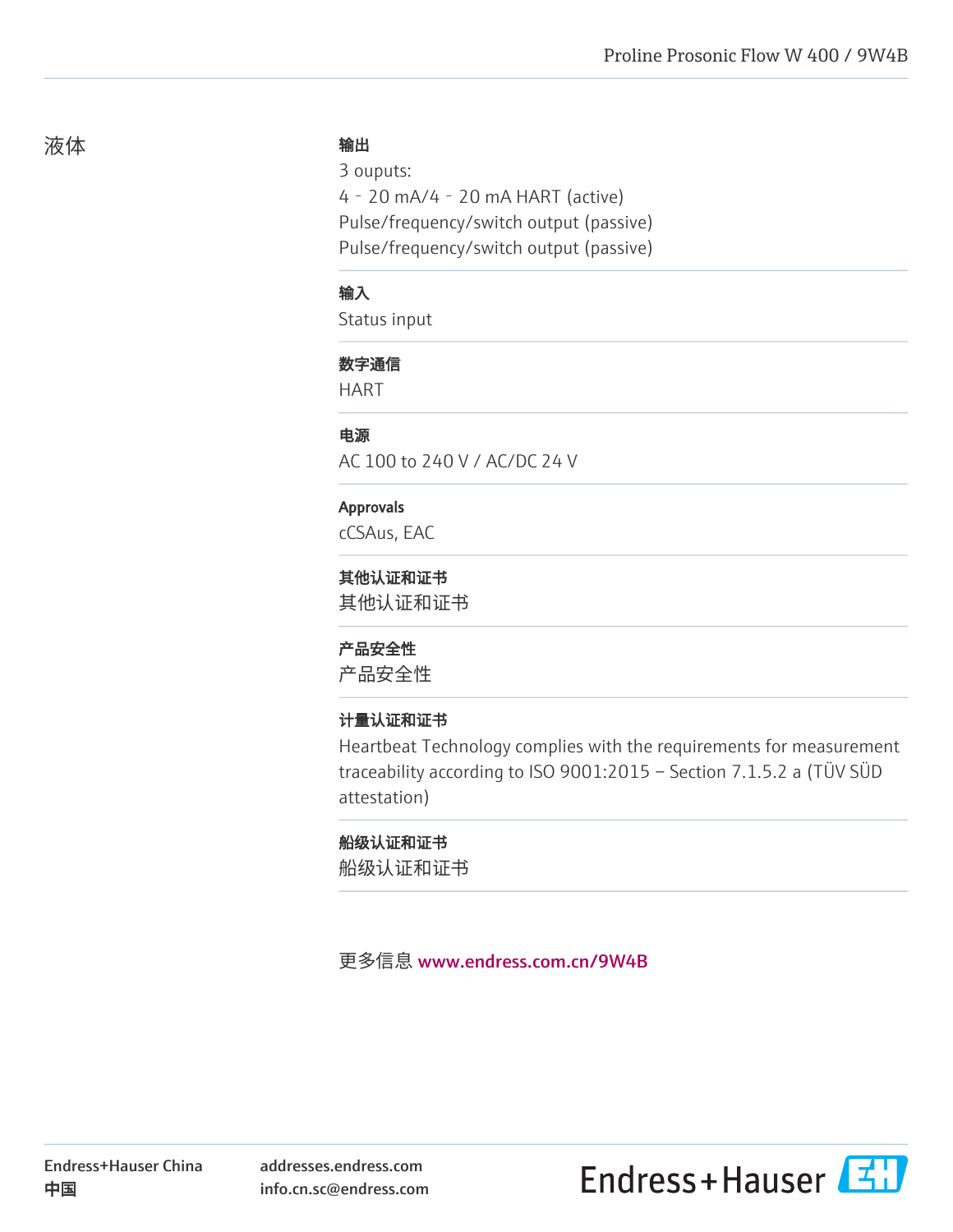液体

**输出**

3 ouputs:
4 - 20 mA/4 - 20 mA HART (active)
Pulse/frequency/switch output (passive)
Pulse/frequency/switch output (passive)

**输入**

Status input

**数字通信**

HART

**电源**

AC 100 to 240 V / AC/DC 24 V

**Approvals**

cCSAus, EAC

**其他认证和证书**

其他认证和证书

**产品安全性**

产品安全性

**计量认证和证书**

Heartbeat Technology complies with the requirements for measurement traceability according to ISO 9001:2015 – Section 7.1.5.2 a (TÜV SÜD attestation)

**船级认证和证书**

船级认证和证书

更多信息 www.endress.com.cn/9W4B

Endress+Hauser China
中国

addresses.endress.com
info.cn.sc@endress.com

Endress+Hauser